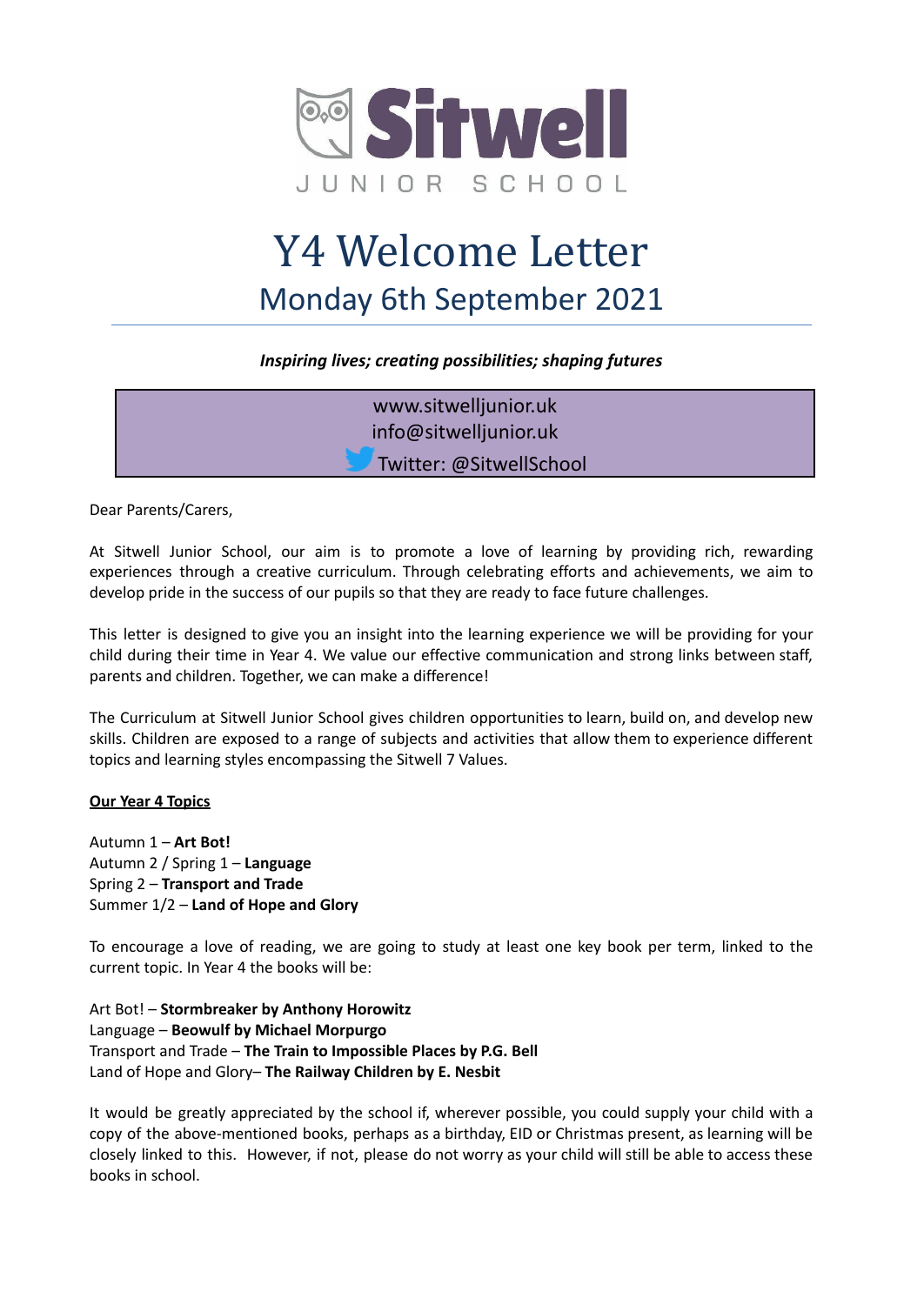Sitwell

JUNIOR SCHOOL

# Y4 Welcome Letter

## Monday 6th September 2021

***Inspiring lives; creating possibilities; shaping futures***

www.sitwelljunior.uk
info@sitwelljunior.uk
Twitter: @SitwellSchool

Dear Parents/Carers,

At Sitwell Junior School, our aim is to promote a love of learning by providing rich, rewarding experiences through a creative curriculum. Through celebrating efforts and achievements, we aim to develop pride in the success of our pupils so that they are ready to face future challenges.

This letter is designed to give you an insight into the learning experience we will be providing for your child during their time in Year 4. We value our effective communication and strong links between staff, parents and children. Together, we can make a difference!

The Curriculum at Sitwell Junior School gives children opportunities to learn, build on, and develop new skills. Children are exposed to a range of subjects and activities that allow them to experience different topics and learning styles encompassing the Sitwell 7 Values.

**Our Year 4 Topics**

Autumn 1 – **Art Bot!**
Autumn 2 / Spring 1 – **Language**
Spring 2 – **Transport and Trade**
Summer 1/2 – **Land of Hope and Glory**

To encourage a love of reading, we are going to study at least one key book per term, linked to the current topic. In Year 4 the books will be:

Art Bot! – **Stormbreaker by Anthony Horowitz**
Language – **Beowulf by Michael Morpurgo**
Transport and Trade – **The Train to Impossible Places by P.G. Bell**
Land of Hope and Glory– **The Railway Children by E. Nesbit**

It would be greatly appreciated by the school if, wherever possible, you could supply your child with a copy of the above-mentioned books, perhaps as a birthday, EID or Christmas present, as learning will be closely linked to this. However, if not, please do not worry as your child will still be able to access these books in school.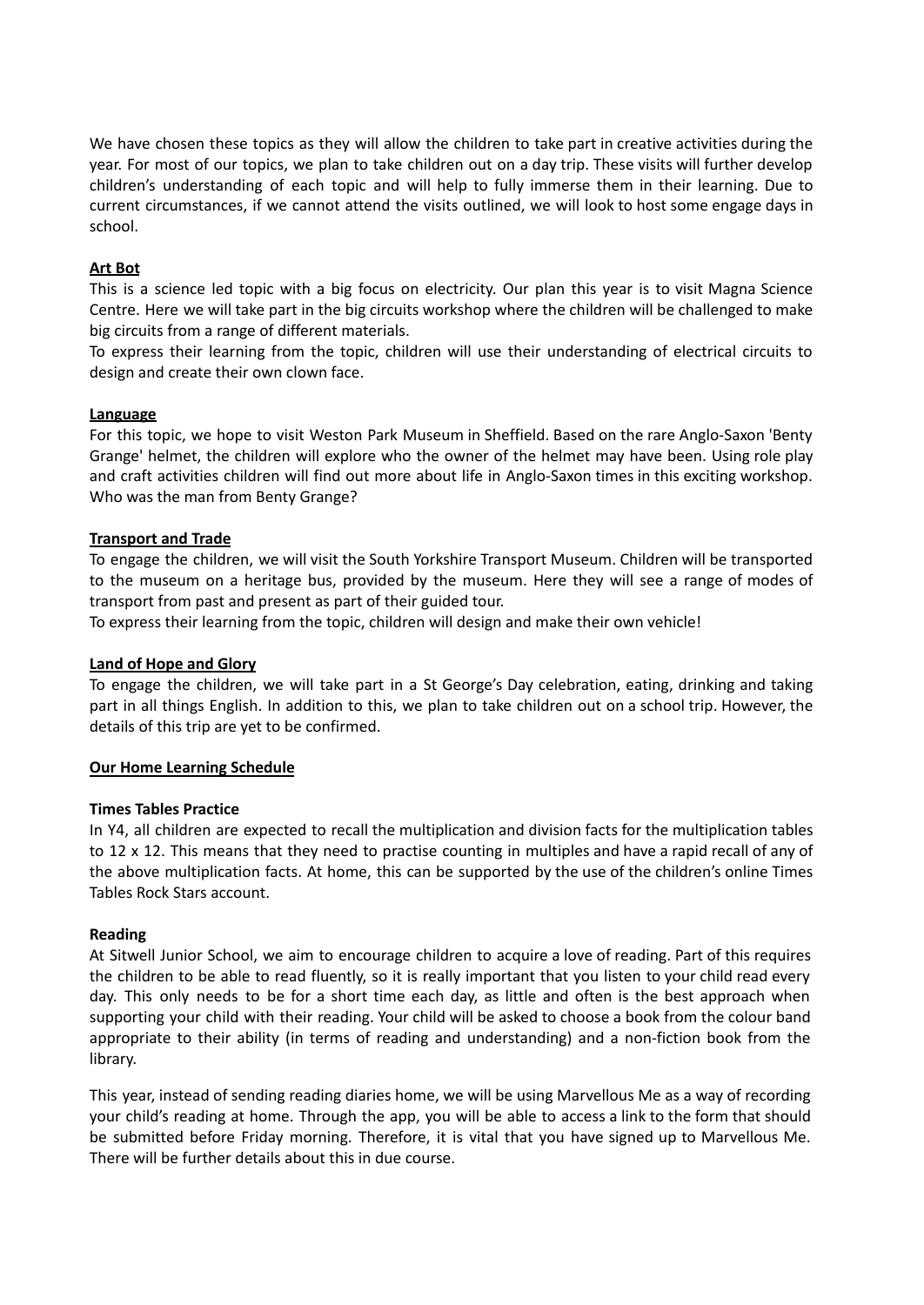We have chosen these topics as they will allow the children to take part in creative activities during the year. For most of our topics, we plan to take children out on a day trip. These visits will further develop children's understanding of each topic and will help to fully immerse them in their learning. Due to current circumstances, if we cannot attend the visits outlined, we will look to host some engage days in school.

**Art Bot**

This is a science led topic with a big focus on electricity. Our plan this year is to visit Magna Science Centre. Here we will take part in the big circuits workshop where the children will be challenged to make big circuits from a range of different materials.

To express their learning from the topic, children will use their understanding of electrical circuits to design and create their own clown face.

**Language**

For this topic, we hope to visit Weston Park Museum in Sheffield. Based on the rare Anglo-Saxon 'Benty Grange' helmet, the children will explore who the owner of the helmet may have been. Using role play and craft activities children will find out more about life in Anglo-Saxon times in this exciting workshop. Who was the man from Benty Grange?

**Transport and Trade**

To engage the children, we will visit the South Yorkshire Transport Museum. Children will be transported to the museum on a heritage bus, provided by the museum. Here they will see a range of modes of transport from past and present as part of their guided tour.

To express their learning from the topic, children will design and make their own vehicle!

**Land of Hope and Glory**

To engage the children, we will take part in a St George's Day celebration, eating, drinking and taking part in all things English. In addition to this, we plan to take children out on a school trip. However, the details of this trip are yet to be confirmed.

## Our Home Learning Schedule

### Times Tables Practice

In Y4, all children are expected to recall the multiplication and division facts for the multiplication tables to 12 x 12. This means that they need to practise counting in multiples and have a rapid recall of any of the above multiplication facts. At home, this can be supported by the use of the children's online Times Tables Rock Stars account.

### Reading

At Sitwell Junior School, we aim to encourage children to acquire a love of reading. Part of this requires the children to be able to read fluently, so it is really important that you listen to your child read every day. This only needs to be for a short time each day, as little and often is the best approach when supporting your child with their reading. Your child will be asked to choose a book from the colour band appropriate to their ability (in terms of reading and understanding) and a non-fiction book from the library.

This year, instead of sending reading diaries home, we will be using Marvellous Me as a way of recording your child's reading at home. Through the app, you will be able to access a link to the form that should be submitted before Friday morning. Therefore, it is vital that you have signed up to Marvellous Me. There will be further details about this in due course.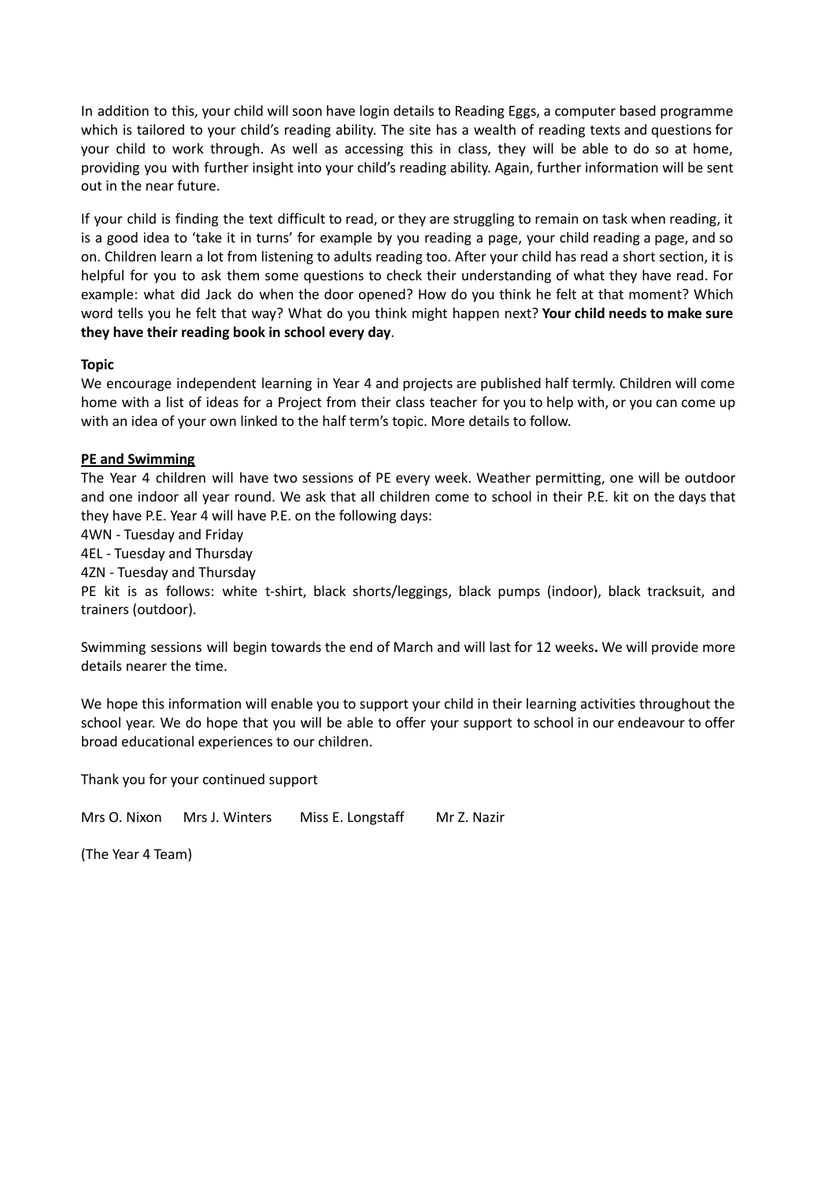In addition to this, your child will soon have login details to Reading Eggs, a computer based programme which is tailored to your child's reading ability. The site has a wealth of reading texts and questions for your child to work through. As well as accessing this in class, they will be able to do so at home, providing you with further insight into your child's reading ability. Again, further information will be sent out in the near future.

If your child is finding the text difficult to read, or they are struggling to remain on task when reading, it is a good idea to 'take it in turns' for example by you reading a page, your child reading a page, and so on. Children learn a lot from listening to adults reading too. After your child has read a short section, it is helpful for you to ask them some questions to check their understanding of what they have read. For example: what did Jack do when the door opened? How do you think he felt at that moment? Which word tells you he felt that way? What do you think might happen next? **Your child needs to make sure they have their reading book in school every day**.

**Topic**

We encourage independent learning in Year 4 and projects are published half termly. Children will come home with a list of ideas for a Project from their class teacher for you to help with, or you can come up with an idea of your own linked to the half term's topic. More details to follow.

**PE and Swimming**

The Year 4 children will have two sessions of PE every week. Weather permitting, one will be outdoor and one indoor all year round. We ask that all children come to school in their P.E. kit on the days that they have P.E. Year 4 will have P.E. on the following days:

4WN - Tuesday and Friday
4EL - Tuesday and Thursday
4ZN - Tuesday and Thursday

PE kit is as follows: white t-shirt, black shorts/leggings, black pumps (indoor), black tracksuit, and trainers (outdoor).

Swimming sessions will begin towards the end of March and will last for 12 weeks**.** We will provide more details nearer the time.

We hope this information will enable you to support your child in their learning activities throughout the school year. We do hope that you will be able to offer your support to school in our endeavour to offer broad educational experiences to our children.

Thank you for your continued support

Mrs O. Nixon Mrs J. Winters Miss E. Longstaff Mr Z. Nazir

(The Year 4 Team)